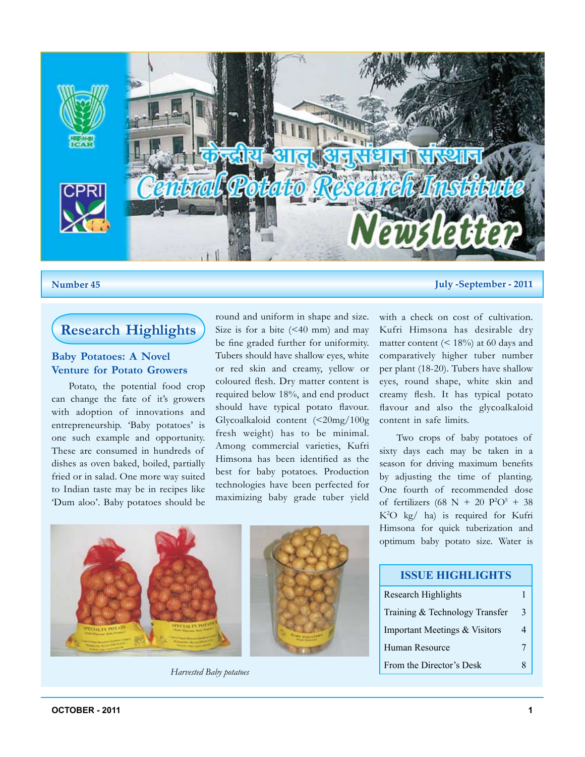# केन्द्रीय आलू अनुसंधान संस्थान
# Central Potato Research Institute Newsletter

**Number 45** — **July -September - 2011**

## Research Highlights

### Baby Potatoes: A Novel Venture for Potato Growers

Potato, the potential food crop can change the fate of it's growers with adoption of innovations and entrepreneurship. 'Baby potatoes' is one such example and opportunity. These are consumed in hundreds of dishes as oven baked, boiled, partially fried or in salad. One more way suited to Indian taste may be in recipes like 'Dum aloo'. Baby potatoes should be round and uniform in shape and size. Size is for a bite (<40 mm) and may be fine graded further for uniformity. Tubers should have shallow eyes, white or red skin and creamy, yellow or coloured flesh. Dry matter content is required below 18%, and end product should have typical potato flavour. Glycoalkaloid content (<20mg/100g fresh weight) has to be minimal. Among commercial varieties, Kufri Himsona has been identified as the best for baby potatoes. Production technologies have been perfected for maximizing baby grade tuber yield with a check on cost of cultivation. Kufri Himsona has desirable dry matter content (< 18%) at 60 days and comparatively higher tuber number per plant (18-20). Tubers have shallow eyes, round shape, white skin and creamy flesh. It has typical potato flavour and also the glycoalkaloid content in safe limits.

Two crops of baby potatoes of sixty days each may be taken in a season for driving maximum benefits by adjusting the time of planting. One fourth of recommended dose of fertilizers (68 N + 20 $P_2O_5$ + 38 $K_2O$ kg/ ha) is required for Kufri Himsona for quick tuberization and optimum baby potato size. Water is

*Harvested Baby potatoes*

| ISSUE HIGHLIGHTS | |
|---|---|
| Research Highlights | 1 |
| Training & Technology Transfer | 3 |
| Important Meetings & Visitors | 4 |
| Human Resource | 7 |
| From the Director's Desk | 8 |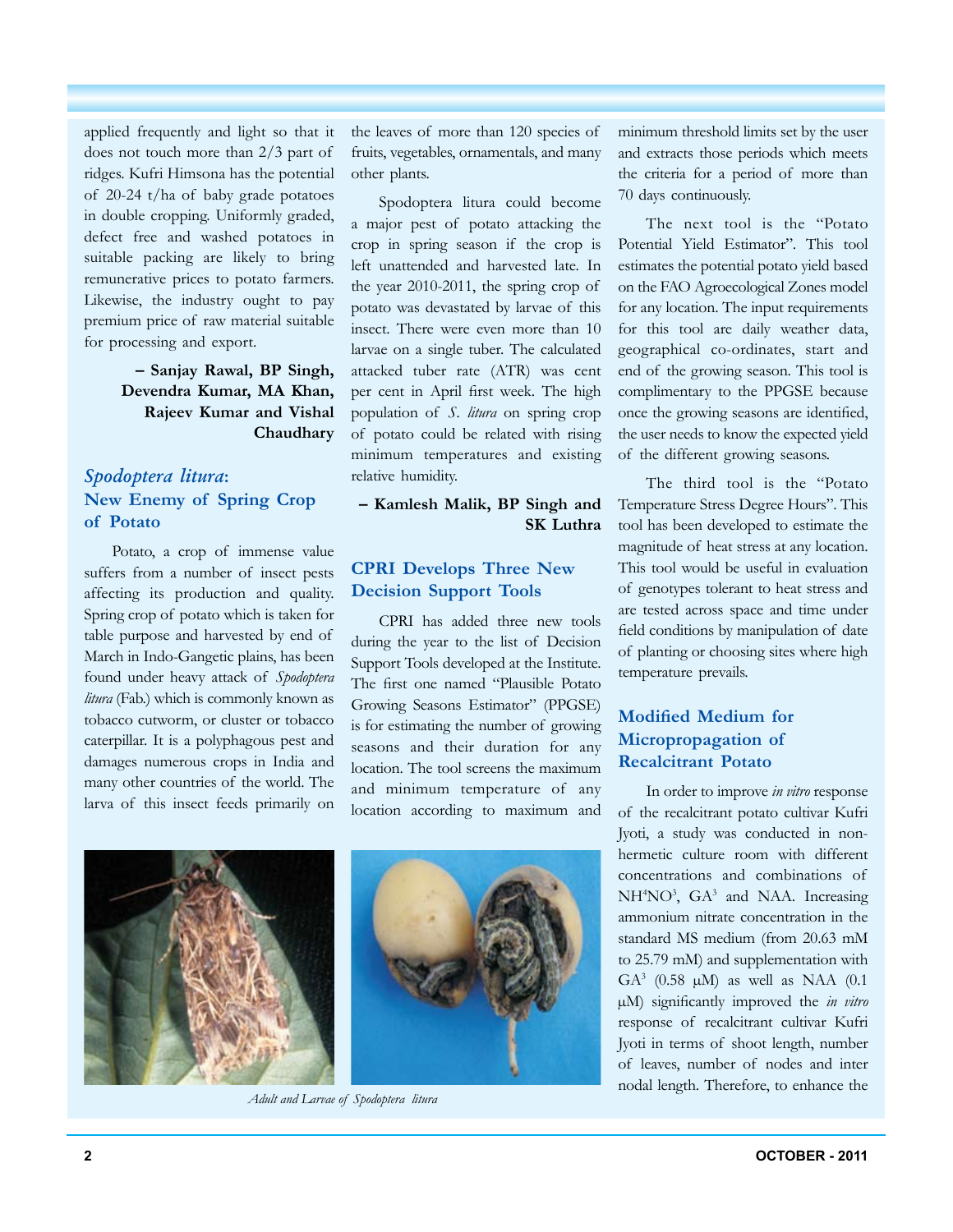applied frequently and light so that it does not touch more than 2/3 part of ridges. Kufri Himsona has the potential of 20-24 t/ha of baby grade potatoes in double cropping. Uniformly graded, defect free and washed potatoes in suitable packing are likely to bring remunerative prices to potato farmers. Likewise, the industry ought to pay premium price of raw material suitable for processing and export.

**– Sanjay Rawal, BP Singh, Devendra Kumar, MA Khan, Rajeev Kumar and Vishal Chaudhary**

## *Spodoptera litura*: New Enemy of Spring Crop of Potato

Potato, a crop of immense value suffers from a number of insect pests affecting its production and quality. Spring crop of potato which is taken for table purpose and harvested by end of March in Indo-Gangetic plains, has been found under heavy attack of *Spodoptera litura* (Fab.) which is commonly known as tobacco cutworm, or cluster or tobacco caterpillar. It is a polyphagous pest and damages numerous crops in India and many other countries of the world. The larva of this insect feeds primarily on the leaves of more than 120 species of fruits, vegetables, ornamentals, and many other plants.

Spodoptera litura could become a major pest of potato attacking the crop in spring season if the crop is left unattended and harvested late. In the year 2010-2011, the spring crop of potato was devastated by larvae of this insect. There were even more than 10 larvae on a single tuber. The calculated attacked tuber rate (ATR) was cent per cent in April first week. The high population of *S. litura* on spring crop of potato could be related with rising minimum temperatures and existing relative humidity.

*Adult and Larvae of Spodoptera litura*

**– Kamlesh Malik, BP Singh and SK Luthra**

## CPRI Develops Three New Decision Support Tools

CPRI has added three new tools during the year to the list of Decision Support Tools developed at the Institute. The first one named "Plausible Potato Growing Seasons Estimator" (PPGSE) is for estimating the number of growing seasons and their duration for any location. The tool screens the maximum and minimum temperature of any location according to maximum and minimum threshold limits set by the user and extracts those periods which meets the criteria for a period of more than 70 days continuously.

The next tool is the "Potato Potential Yield Estimator". This tool estimates the potential potato yield based on the FAO Agroecological Zones model for any location. The input requirements for this tool are daily weather data, geographical co-ordinates, start and end of the growing season. This tool is complimentary to the PPGSE because once the growing seasons are identified, the user needs to know the expected yield of the different growing seasons.

The third tool is the "Potato Temperature Stress Degree Hours". This tool has been developed to estimate the magnitude of heat stress at any location. This tool would be useful in evaluation of genotypes tolerant to heat stress and are tested across space and time under field conditions by manipulation of date of planting or choosing sites where high temperature prevails.

## Modified Medium for Micropropagation of Recalcitrant Potato

In order to improve *in vitro* response of the recalcitrant potato cultivar Kufri Jyoti, a study was conducted in non-hermetic culture room with different concentrations and combinations of $NH^4NO^3$, $GA^3$ and NAA. Increasing ammonium nitrate concentration in the standard MS medium (from 20.63 mM to 25.79 mM) and supplementation with $GA^3$ (0.58 μM) as well as NAA (0.1 μM) significantly improved the *in vitro* response of recalcitrant cultivar Kufri Jyoti in terms of shoot length, number of leaves, number of nodes and inter nodal length. Therefore, to enhance the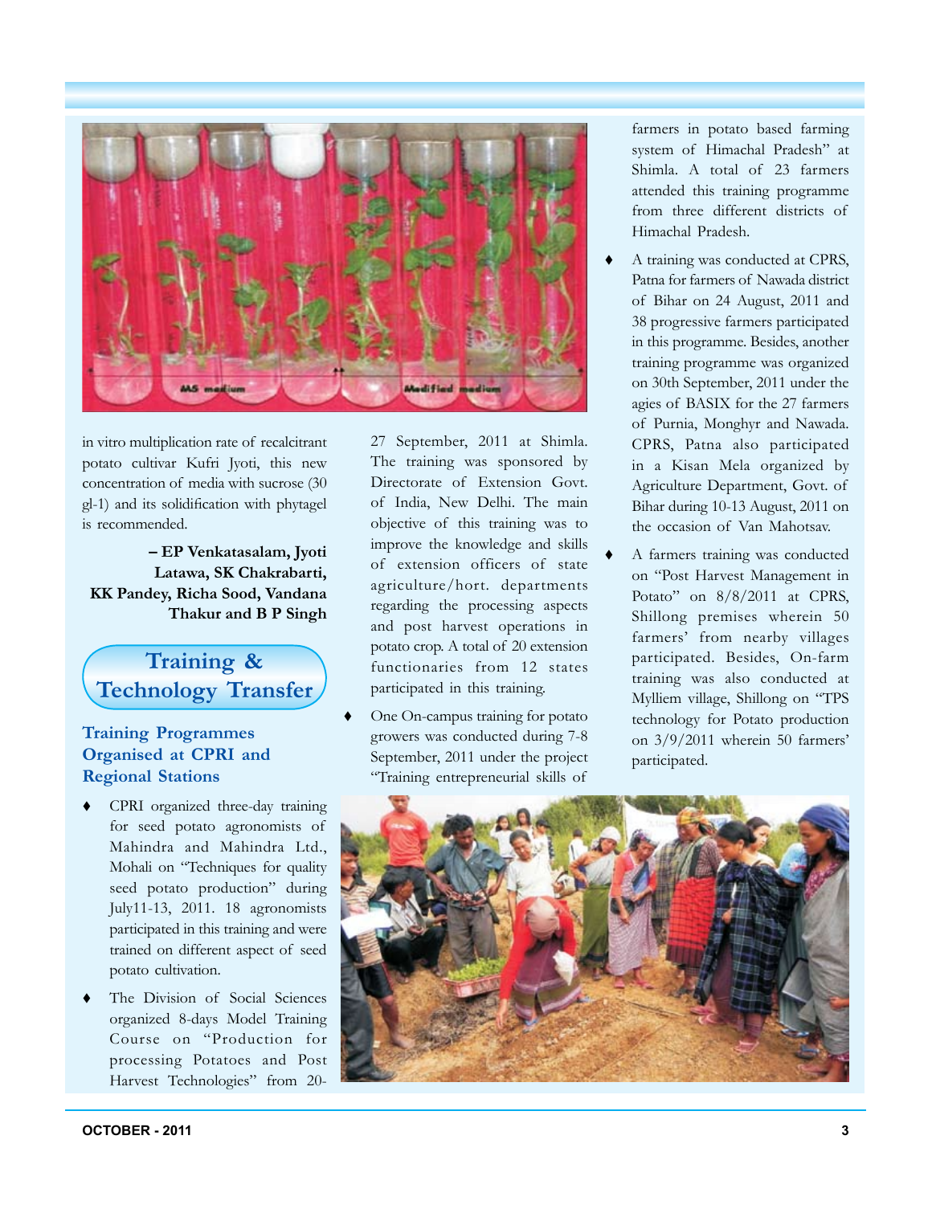in vitro multiplication rate of recalcitrant potato cultivar Kufri Jyoti, this new concentration of media with sucrose (30 gl-1) and its solidification with phytagel is recommended.

**– EP Venkatasalam, Jyoti Latawa, SK Chakrabarti, KK Pandey, Richa Sood, Vandana Thakur and B P Singh**

## Training & Technology Transfer

### Training Programmes Organised at CPRI and Regional Stations

- CPRI organized three-day training for seed potato agronomists of Mahindra and Mahindra Ltd., Mohali on "Techniques for quality seed potato production" during July11-13, 2011. 18 agronomists participated in this training and were trained on different aspect of seed potato cultivation.
- The Division of Social Sciences organized 8-days Model Training Course on "Production for processing Potatoes and Post Harvest Technologies" from 20-27 September, 2011 at Shimla. The training was sponsored by Directorate of Extension Govt. of India, New Delhi. The main objective of this training was to improve the knowledge and skills of extension officers of state agriculture/hort. departments regarding the processing aspects and post harvest operations in potato crop. A total of 20 extension functionaries from 12 states participated in this training.
- One On-campus training for potato growers was conducted during 7-8 September, 2011 under the project "Training entrepreneurial skills of farmers in potato based farming system of Himachal Pradesh" at Shimla. A total of 23 farmers attended this training programme from three different districts of Himachal Pradesh.
- A training was conducted at CPRS, Patna for farmers of Nawada district of Bihar on 24 August, 2011 and 38 progressive farmers participated in this programme. Besides, another training programme was organized on 30th September, 2011 under the agies of BASIX for the 27 farmers of Purnia, Monghyr and Nawada. CPRS, Patna also participated in a Kisan Mela organized by Agriculture Department, Govt. of Bihar during 10-13 August, 2011 on the occasion of Van Mahotsav.
- A farmers training was conducted on "Post Harvest Management in Potato" on 8/8/2011 at CPRS, Shillong premises wherein 50 farmers' from nearby villages participated. Besides, On-farm training was also conducted at Mylliem village, Shillong on "TPS technology for Potato production on 3/9/2011 wherein 50 farmers' participated.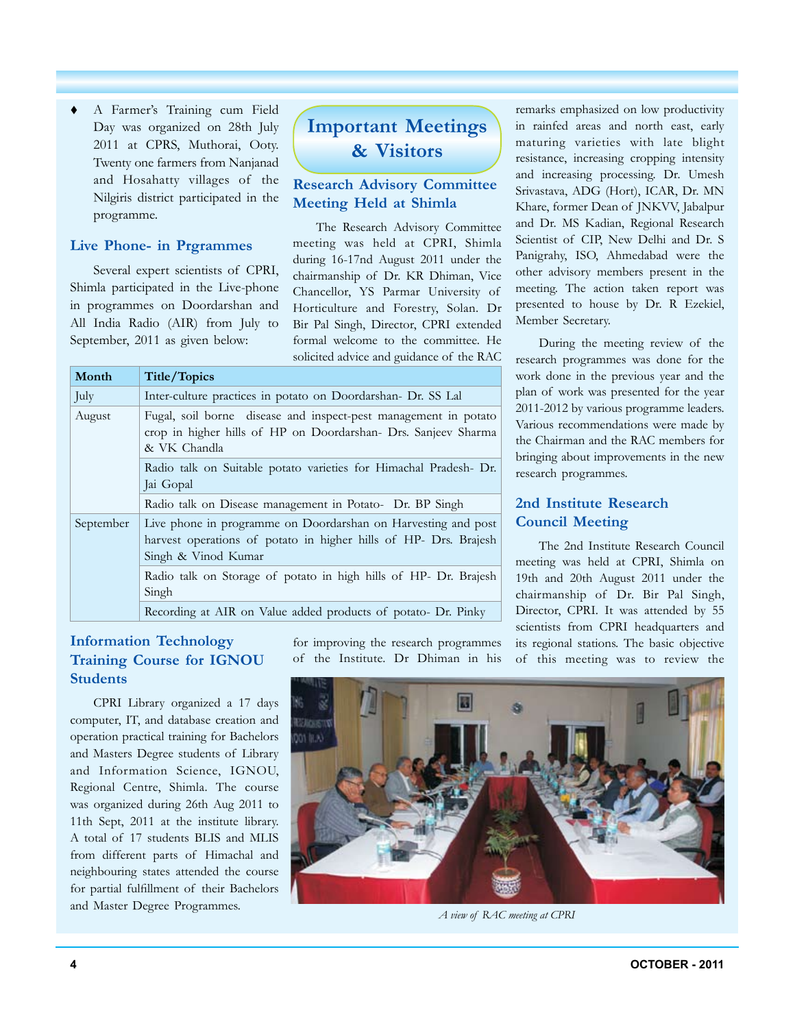- A Farmer's Training cum Field Day was organized on 28th July 2011 at CPRS, Muthorai, Ooty. Twenty one farmers from Nanjanad and Hosahatty villages of the Nilgiris district participated in the programme.

### Live Phone- in Prgrammes

Several expert scientists of CPRI, Shimla participated in the Live-phone in programmes on Doordarshan and All India Radio (AIR) from July to September, 2011 as given below:

| Month | Title/Topics |
|---|---|
| July | Inter-culture practices in potato on Doordarshan- Dr. SS Lal |
| August | Fugal, soil borne disease and inspect-pest management in potato crop in higher hills of HP on Doordarshan- Drs. Sanjeev Sharma & VK Chandla |
| | Radio talk on Suitable potato varieties for Himachal Pradesh- Dr. Jai Gopal |
| | Radio talk on Disease management in Potato- Dr. BP Singh |
| September | Live phone in programme on Doordarshan on Harvesting and post harvest operations of potato in higher hills of HP- Drs. Brajesh Singh & Vinod Kumar |
| | Radio talk on Storage of potato in high hills of HP- Dr. Brajesh Singh |
| | Recording at AIR on Value added products of potato- Dr. Pinky |

### Information Technology Training Course for IGNOU Students

CPRI Library organized a 17 days computer, IT, and database creation and operation practical training for Bachelors and Masters Degree students of Library and Information Science, IGNOU, Regional Centre, Shimla. The course was organized during 26th Aug 2011 to 11th Sept, 2011 at the institute library. A total of 17 students BLIS and MLIS from different parts of Himachal and neighbouring states attended the course for partial fulfillment of their Bachelors and Master Degree Programmes.

## Important Meetings & Visitors

### Research Advisory Committee Meeting Held at Shimla

The Research Advisory Committee meeting was held at CPRI, Shimla during 16-17nd August 2011 under the chairmanship of Dr. KR Dhiman, Vice Chancellor, YS Parmar University of Horticulture and Forestry, Solan. Dr Bir Pal Singh, Director, CPRI extended formal welcome to the committee. He solicited advice and guidance of the RAC for improving the research programmes of the Institute. Dr Dhiman in his remarks emphasized on low productivity in rainfed areas and north east, early maturing varieties with late blight resistance, increasing cropping intensity and increasing processing. Dr. Umesh Srivastava, ADG (Hort), ICAR, Dr. MN Khare, former Dean of JNKVV, Jabalpur and Dr. MS Kadian, Regional Research Scientist of CIP, New Delhi and Dr. S Panigrahy, ISO, Ahmedabad were the other advisory members present in the meeting. The action taken report was presented to house by Dr. R Ezekiel, Member Secretary.

During the meeting review of the research programmes was done for the work done in the previous year and the plan of work was presented for the year 2011-2012 by various programme leaders. Various recommendations were made by the Chairman and the RAC members for bringing about improvements in the new research programmes.

*A view of RAC meeting at CPRI*

### 2nd Institute Research Council Meeting

The 2nd Institute Research Council meeting was held at CPRI, Shimla on 19th and 20th August 2011 under the chairmanship of Dr. Bir Pal Singh, Director, CPRI. It was attended by 55 scientists from CPRI headquarters and its regional stations. The basic objective of this meeting was to review the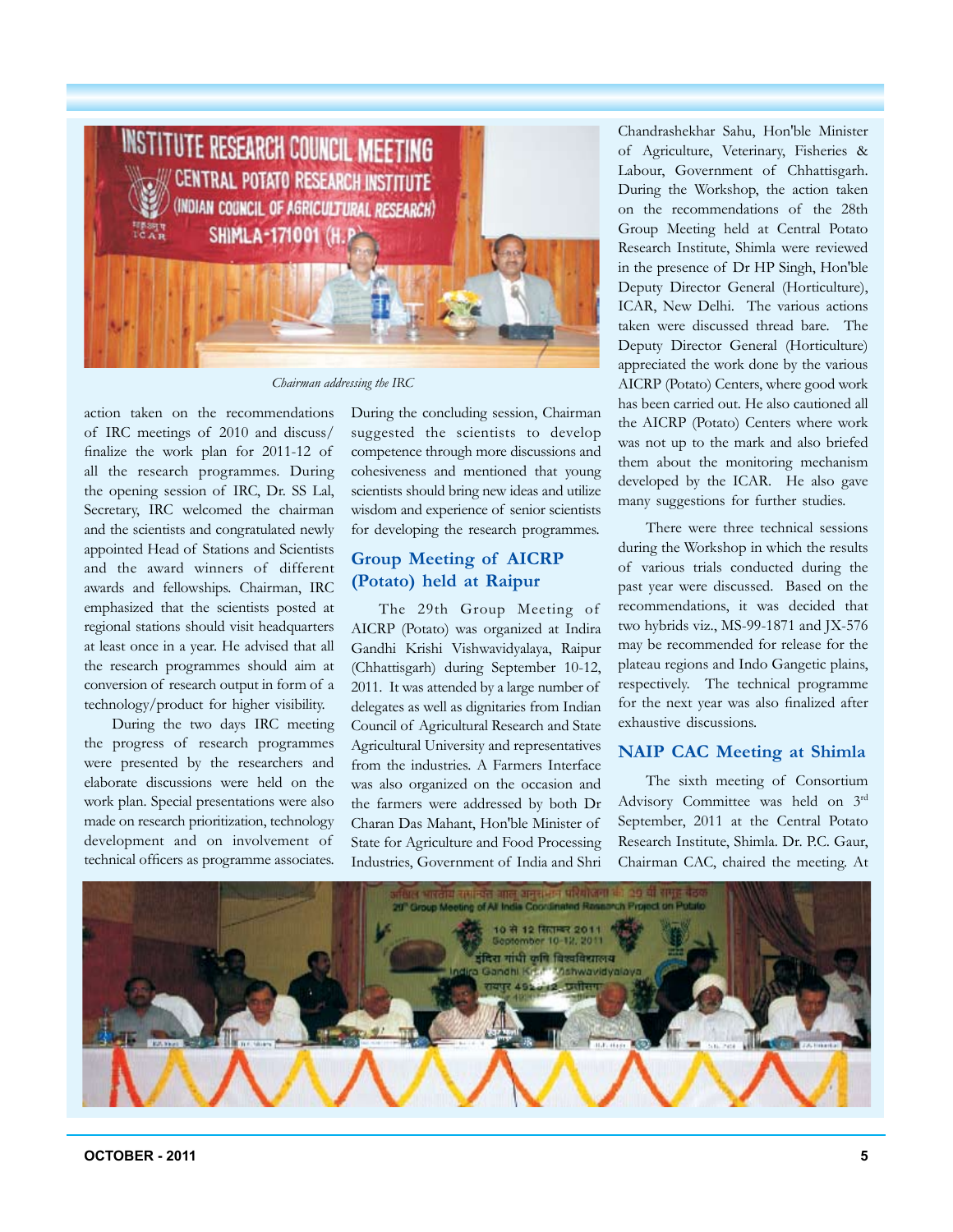*Chairman addressing the IRC*

action taken on the recommendations of IRC meetings of 2010 and discuss/ finalize the work plan for 2011-12 of all the research programmes. During the opening session of IRC, Dr. SS Lal, Secretary, IRC welcomed the chairman and the scientists and congratulated newly appointed Head of Stations and Scientists and the award winners of different awards and fellowships. Chairman, IRC emphasized that the scientists posted at regional stations should visit headquarters at least once in a year. He advised that all the research programmes should aim at conversion of research output in form of a technology/product for higher visibility.

During the two days IRC meeting the progress of research programmes were presented by the researchers and elaborate discussions were held on the work plan. Special presentations were also made on research prioritization, technology development and on involvement of technical officers as programme associates. During the concluding session, Chairman suggested the scientists to develop competence through more discussions and cohesiveness and mentioned that young scientists should bring new ideas and utilize wisdom and experience of senior scientists for developing the research programmes.

## Group Meeting of AICRP (Potato) held at Raipur

The 29th Group Meeting of AICRP (Potato) was organized at Indira Gandhi Krishi Vishwavidyalaya, Raipur (Chhattisgarh) during September 10-12, 2011. It was attended by a large number of delegates as well as dignitaries from Indian Council of Agricultural Research and State Agricultural University and representatives from the industries. A Farmers Interface was also organized on the occasion and the farmers were addressed by both Dr Charan Das Mahant, Hon'ble Minister of State for Agriculture and Food Processing Industries, Government of India and Shri Chandrashekhar Sahu, Hon'ble Minister of Agriculture, Veterinary, Fisheries & Labour, Government of Chhattisgarh. During the Workshop, the action taken on the recommendations of the 28th Group Meeting held at Central Potato Research Institute, Shimla were reviewed in the presence of Dr HP Singh, Hon'ble Deputy Director General (Horticulture), ICAR, New Delhi. The various actions taken were discussed thread bare. The Deputy Director General (Horticulture) appreciated the work done by the various AICRP (Potato) Centers, where good work has been carried out. He also cautioned all the AICRP (Potato) Centers where work was not up to the mark and also briefed them about the monitoring mechanism developed by the ICAR. He also gave many suggestions for further studies.

There were three technical sessions during the Workshop in which the results of various trials conducted during the past year were discussed. Based on the recommendations, it was decided that two hybrids viz., MS-99-1871 and JX-576 may be recommended for release for the plateau regions and Indo Gangetic plains, respectively. The technical programme for the next year was also finalized after exhaustive discussions.

## NAIP CAC Meeting at Shimla

The sixth meeting of Consortium Advisory Committee was held on 3rd September, 2011 at the Central Potato Research Institute, Shimla. Dr. P.C. Gaur, Chairman CAC, chaired the meeting. At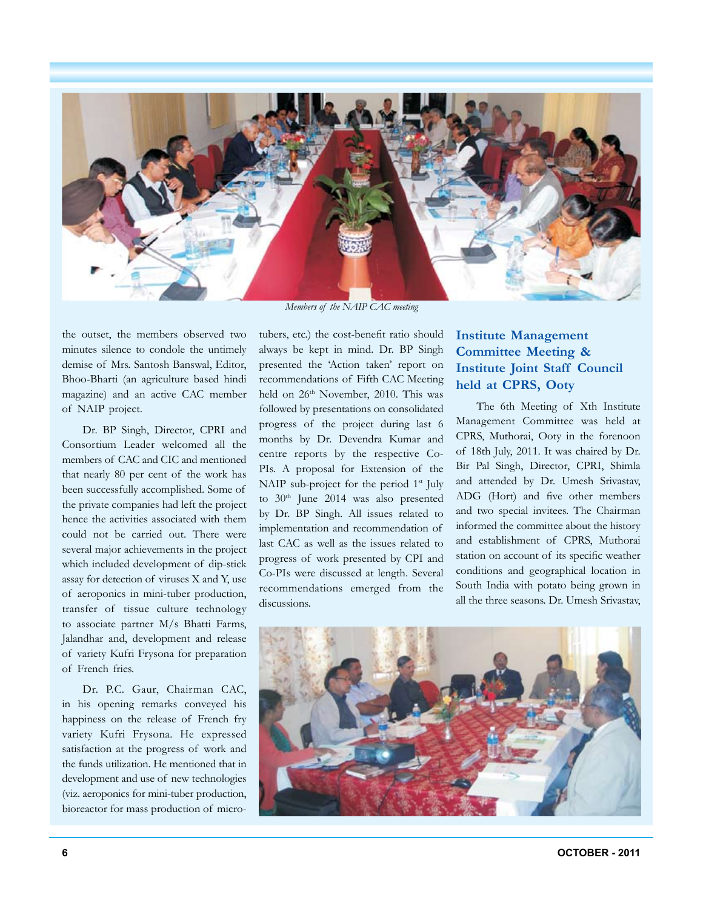*Members of the NAIP CAC meeting*

the outset, the members observed two minutes silence to condole the untimely demise of Mrs. Santosh Banswal, Editor, Bhoo-Bharti (an agriculture based hindi magazine) and an active CAC member of NAIP project.

Dr. BP Singh, Director, CPRI and Consortium Leader welcomed all the members of CAC and CIC and mentioned that nearly 80 per cent of the work has been successfully accomplished. Some of the private companies had left the project hence the activities associated with them could not be carried out. There were several major achievements in the project which included development of dip-stick assay for detection of viruses X and Y, use of aeroponics in mini-tuber production, transfer of tissue culture technology to associate partner M/s Bhatti Farms, Jalandhar and, development and release of variety Kufri Frysona for preparation of French fries.

Dr. P.C. Gaur, Chairman CAC, in his opening remarks conveyed his happiness on the release of French fry variety Kufri Frysona. He expressed satisfaction at the progress of work and the funds utilization. He mentioned that in development and use of new technologies (viz. aeroponics for mini-tuber production, bioreactor for mass production of micro-tubers, etc.) the cost-benefit ratio should always be kept in mind. Dr. BP Singh presented the 'Action taken' report on recommendations of Fifth CAC Meeting held on 26th November, 2010. This was followed by presentations on consolidated progress of the project during last 6 months by Dr. Devendra Kumar and centre reports by the respective Co-PIs. A proposal for Extension of the NAIP sub-project for the period 1st July to 30th June 2014 was also presented by Dr. BP Singh. All issues related to implementation and recommendation of last CAC as well as the issues related to progress of work presented by CPI and Co-PIs were discussed at length. Several recommendations emerged from the discussions.

## Institute Management Committee Meeting & Institute Joint Staff Council held at CPRS, Ooty

The 6th Meeting of Xth Institute Management Committee was held at CPRS, Muthorai, Ooty in the forenoon of 18th July, 2011. It was chaired by Dr. Bir Pal Singh, Director, CPRI, Shimla and attended by Dr. Umesh Srivastav, ADG (Hort) and five other members and two special invitees. The Chairman informed the committee about the history and establishment of CPRS, Muthorai station on account of its specific weather conditions and geographical location in South India with potato being grown in all the three seasons. Dr. Umesh Srivastav,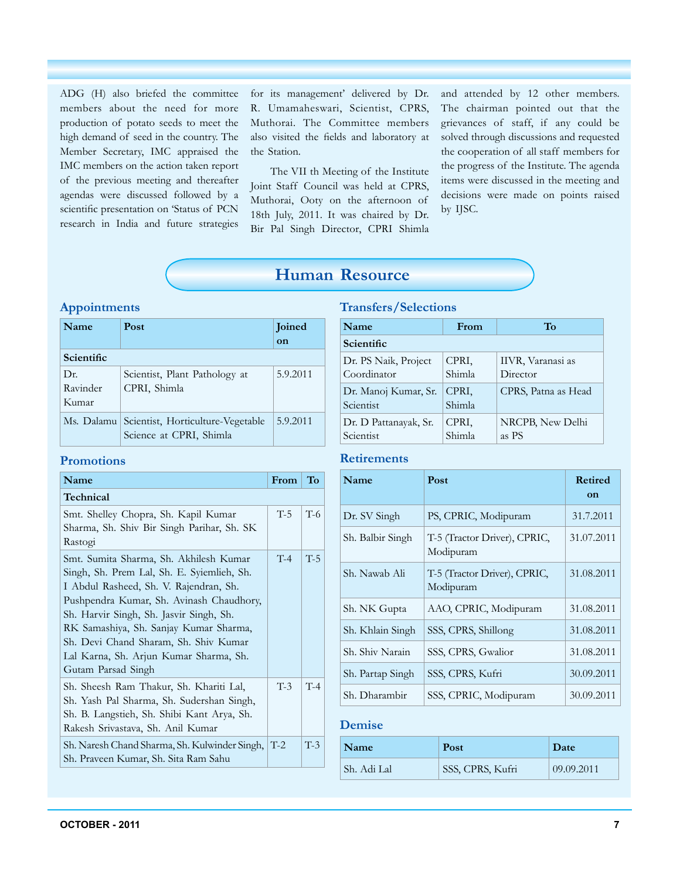ADG (H) also briefed the committee members about the need for more production of potato seeds to meet the high demand of seed in the country. The Member Secretary, IMC appraised the IMC members on the action taken report of the previous meeting and thereafter agendas were discussed followed by a scientific presentation on 'Status of PCN research in India and future strategies for its management' delivered by Dr. R. Umamaheswari, Scientist, CPRS, Muthorai. The Committee members also visited the fields and laboratory at the Station.

The VII th Meeting of the Institute Joint Staff Council was held at CPRS, Muthorai, Ooty on the afternoon of 18th July, 2011. It was chaired by Dr. Bir Pal Singh Director, CPRI Shimla and attended by 12 other members. The chairman pointed out that the grievances of staff, if any could be solved through discussions and requested the cooperation of all staff members for the progress of the Institute. The agenda items were discussed in the meeting and decisions were made on points raised by IJSC.

# Human Resource

## Appointments

| Name | Post | Joined on |
|---|---|---|
| **Scientific** | | |
| Dr. Ravinder Kumar | Scientist, Plant Pathology at CPRI, Shimla | 5.9.2011 |
| Ms. Dalamu | Scientist, Horticulture-Vegetable Science at CPRI, Shimla | 5.9.2011 |

## Promotions

| Name | From | To |
|---|---|---|
| **Technical** | | |
| Smt. Shelley Chopra, Sh. Kapil Kumar Sharma, Sh. Shiv Bir Singh Parihar, Sh. SK Rastogi | T-5 | T-6 |
| Smt. Sumita Sharma, Sh. Akhilesh Kumar Singh, Sh. Prem Lal, Sh. E. Syiemlieh, Sh. I Abdul Rasheed, Sh. V. Rajendran, Sh. Pushpendra Kumar, Sh. Avinash Chaudhory, Sh. Harvir Singh, Sh. Jasvir Singh, Sh. RK Samashiya, Sh. Sanjay Kumar Sharma, Sh. Devi Chand Sharam, Sh. Shiv Kumar Lal Karna, Sh. Arjun Kumar Sharma, Sh. Gutam Parsad Singh | T-4 | T-5 |
| Sh. Sheesh Ram Thakur, Sh. Khariti Lal, Sh. Yash Pal Sharma, Sh. Sudershan Singh, Sh. B. Langstieh, Sh. Shibi Kant Arya, Sh. Rakesh Srivastava, Sh. Anil Kumar | T-3 | T-4 |
| Sh. Naresh Chand Sharma, Sh. Kulwinder Singh, Sh. Praveen Kumar, Sh. Sita Ram Sahu | T-2 | T-3 |

## Transfers/Selections

| Name | From | To |
|---|---|---|
| **Scientific** | | |
| Dr. PS Naik, Project Coordinator | CPRI, Shimla | IIVR, Varanasi as Director |
| Dr. Manoj Kumar, Sr. Scientist | CPRI, Shimla | CPRS, Patna as Head |
| Dr. D Pattanayak, Sr. Scientist | CPRI, Shimla | NRCPB, New Delhi as PS |

## Retirements

| Name | Post | Retired on |
|---|---|---|
| Dr. SV Singh | PS, CPRIC, Modipuram | 31.7.2011 |
| Sh. Balbir Singh | T-5 (Tractor Driver), CPRIC, Modipuram | 31.07.2011 |
| Sh. Nawab Ali | T-5 (Tractor Driver), CPRIC, Modipuram | 31.08.2011 |
| Sh. NK Gupta | AAO, CPRIC, Modipuram | 31.08.2011 |
| Sh. Khlain Singh | SSS, CPRS, Shillong | 31.08.2011 |
| Sh. Shiv Narain | SSS, CPRS, Gwalior | 31.08.2011 |
| Sh. Partap Singh | SSS, CPRS, Kufri | 30.09.2011 |
| Sh. Dharambir | SSS, CPRIC, Modipuram | 30.09.2011 |

## Demise

| Name | Post | Date |
|---|---|---|
| Sh. Adi Lal | SSS, CPRS, Kufri | 09.09.2011 |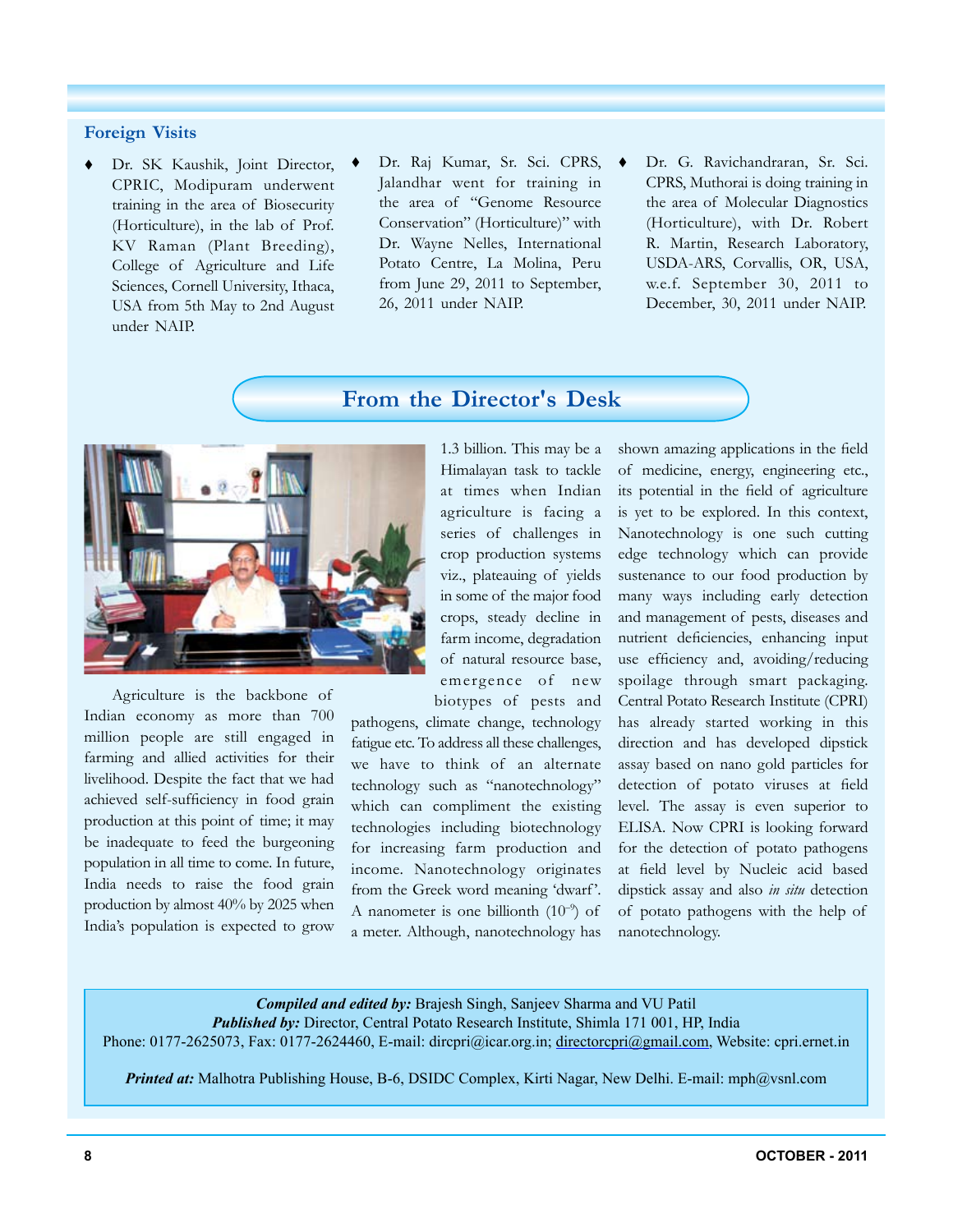## Foreign Visits

- Dr. SK Kaushik, Joint Director, CPRIC, Modipuram underwent training in the area of Biosecurity (Horticulture), in the lab of Prof. KV Raman (Plant Breeding), College of Agriculture and Life Sciences, Cornell University, Ithaca, USA from 5th May to 2nd August under NAIP.
- Dr. Raj Kumar, Sr. Sci. CPRS, Jalandhar went for training in the area of "Genome Resource Conservation" (Horticulture)" with Dr. Wayne Nelles, International Potato Centre, La Molina, Peru from June 29, 2011 to September, 26, 2011 under NAIP.
- Dr. G. Ravichandraran, Sr. Sci. CPRS, Muthorai is doing training in the area of Molecular Diagnostics (Horticulture), with Dr. Robert R. Martin, Research Laboratory, USDA-ARS, Corvallis, OR, USA, w.e.f. September 30, 2011 to December, 30, 2011 under NAIP.

## From the Director's Desk

Agriculture is the backbone of Indian economy as more than 700 million people are still engaged in farming and allied activities for their livelihood. Despite the fact that we had achieved self-sufficiency in food grain production at this point of time; it may be inadequate to feed the burgeoning population in all time to come. In future, India needs to raise the food grain production by almost 40% by 2025 when India's population is expected to grow 1.3 billion. This may be a Himalayan task to tackle at times when Indian agriculture is facing a series of challenges in crop production systems viz., plateauing of yields in some of the major food crops, steady decline in farm income, degradation of natural resource base, emergence of new biotypes of pests and pathogens, climate change, technology fatigue etc. To address all these challenges, we have to think of an alternate technology such as "nanotechnology" which can compliment the existing technologies including biotechnology for increasing farm production and income. Nanotechnology originates from the Greek word meaning 'dwarf'. A nanometer is one billionth ($10^{-9}$) of a meter. Although, nanotechnology has shown amazing applications in the field of medicine, energy, engineering etc., its potential in the field of agriculture is yet to be explored. In this context, Nanotechnology is one such cutting edge technology which can provide sustenance to our food production by many ways including early detection and management of pests, diseases and nutrient deficiencies, enhancing input use efficiency and, avoiding/reducing spoilage through smart packaging. Central Potato Research Institute (CPRI) has already started working in this direction and has developed dipstick assay based on nano gold particles for detection of potato viruses at field level. The assay is even superior to ELISA. Now CPRI is looking forward for the detection of potato pathogens at field level by Nucleic acid based dipstick assay and also *in situ* detection of potato pathogens with the help of nanotechnology.

***Compiled and edited by:*** Brajesh Singh, Sanjeev Sharma and VU Patil
***Published by:*** Director, Central Potato Research Institute, Shimla 171 001, HP, India
Phone: 0177-2625073, Fax: 0177-2624460, E-mail: dircpri@icar.org.in; directorcpri@gmail.com, Website: cpri.ernet.in

***Printed at:*** Malhotra Publishing House, B-6, DSIDC Complex, Kirti Nagar, New Delhi. E-mail: mph@vsnl.com